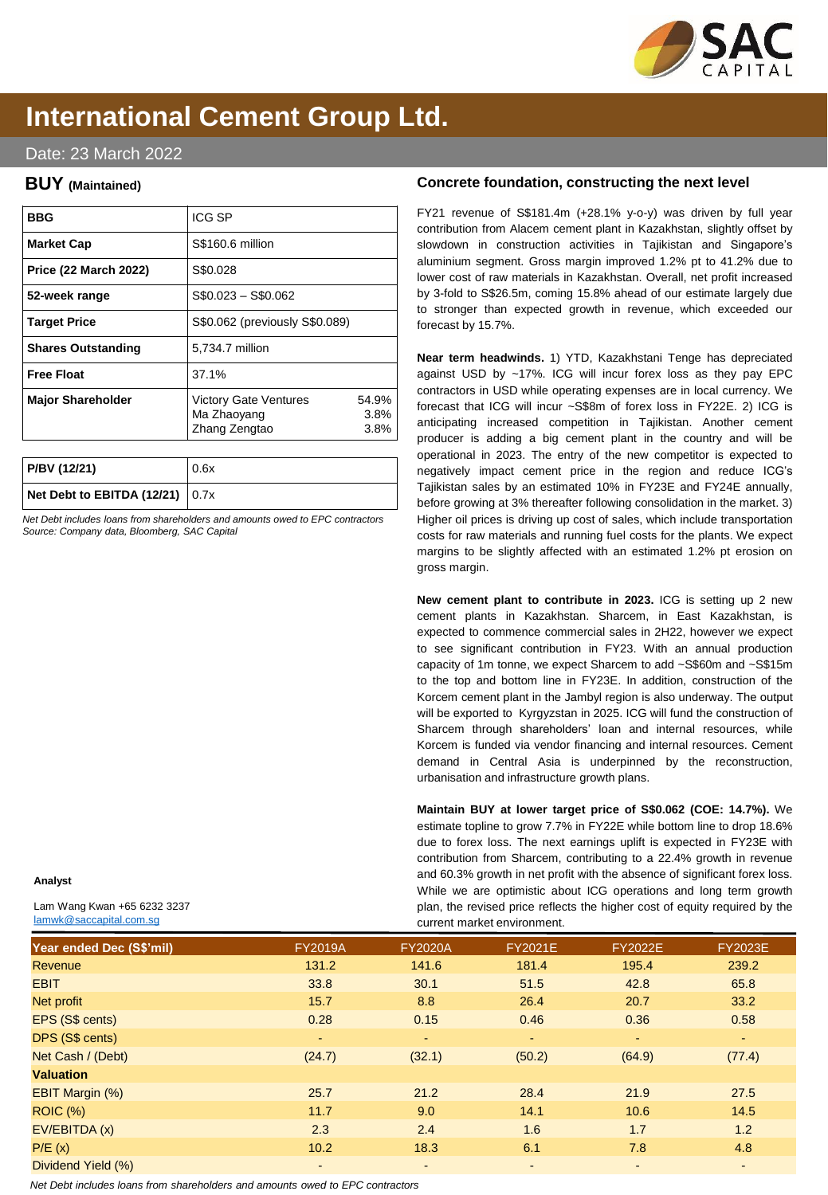# International Cement Group Ltd.

Date: 23 March 2022

## BUY (Maintained)

| BBG | ICG SP |
|---|---|
| Market Cap | S$160.6 million |
| Price (22 March 2022) | S$0.028 |
| 52-week range | S$0.023 – S$0.062 |
| Target Price | S$0.062 (previously S$0.089) |
| Shares Outstanding | 5,734.7 million |
| Free Float | 37.1% |
| Major Shareholder | Victory Gate Ventures 54.9%<br>Ma Zhaoyang 3.8%<br>Zhang Zengtao 3.8% |

| P/BV (12/21) | 0.6x |
|---|---|
| Net Debt to EBITDA (12/21) | 0.7x |

*Net Debt includes loans from shareholders and amounts owed to EPC contractors*
*Source: Company data, Bloomberg, SAC Capital*

**Analyst**

Lam Wang Kwan +65 6232 3237
lamwk@saccapital.com.sg

## Concrete foundation, constructing the next level

FY21 revenue of S$181.4m (+28.1% y-o-y) was driven by full year contribution from Alacem cement plant in Kazakhstan, slightly offset by slowdown in construction activities in Tajikistan and Singapore's aluminium segment. Gross margin improved 1.2% pt to 41.2% due to lower cost of raw materials in Kazakhstan. Overall, net profit increased by 3-fold to S$26.5m, coming 15.8% ahead of our estimate largely due to stronger than expected growth in revenue, which exceeded our forecast by 15.7%.

**Near term headwinds.** 1) YTD, Kazakhstani Tenge has depreciated against USD by ~17%. ICG will incur forex loss as they pay EPC contractors in USD while operating expenses are in local currency. We forecast that ICG will incur ~S$8m of forex loss in FY22E. 2) ICG is anticipating increased competition in Tajikistan. Another cement producer is adding a big cement plant in the country and will be operational in 2023. The entry of the new competitor is expected to negatively impact cement price in the region and reduce ICG's Tajikistan sales by an estimated 10% in FY23E and FY24E annually, before growing at 3% thereafter following consolidation in the market. 3) Higher oil prices is driving up cost of sales, which include transportation costs for raw materials and running fuel costs for the plants. We expect margins to be slightly affected with an estimated 1.2% pt erosion on gross margin.

**New cement plant to contribute in 2023.** ICG is setting up 2 new cement plants in Kazakhstan. Sharcem, in East Kazakhstan, is expected to commence commercial sales in 2H22, however we expect to see significant contribution in FY23. With an annual production capacity of 1m tonne, we expect Sharcem to add ~S$60m and ~S$15m to the top and bottom line in FY23E. In addition, construction of the Korcem cement plant in the Jambyl region is also underway. The output will be exported to Kyrgyzstan in 2025. ICG will fund the construction of Sharcem through shareholders' loan and internal resources, while Korcem is funded via vendor financing and internal resources. Cement demand in Central Asia is underpinned by the reconstruction, urbanisation and infrastructure growth plans.

**Maintain BUY at lower target price of S$0.062 (COE: 14.7%).** We estimate topline to grow 7.7% in FY22E while bottom line to drop 18.6% due to forex loss. The next earnings uplift is expected in FY23E with contribution from Sharcem, contributing to a 22.4% growth in revenue and 60.3% growth in net profit with the absence of significant forex loss. While we are optimistic about ICG operations and long term growth plan, the revised price reflects the higher cost of equity required by the current market environment.

| Year ended Dec (S$'mil) | FY2019A | FY2020A | FY2021E | FY2022E | FY2023E |
|---|---|---|---|---|---|
| Revenue | 131.2 | 141.6 | 181.4 | 195.4 | 239.2 |
| EBIT | 33.8 | 30.1 | 51.5 | 42.8 | 65.8 |
| Net profit | 15.7 | 8.8 | 26.4 | 20.7 | 33.2 |
| EPS (S$ cents) | 0.28 | 0.15 | 0.46 | 0.36 | 0.58 |
| DPS (S$ cents) | - | - | - | - | - |
| Net Cash / (Debt) | (24.7) | (32.1) | (50.2) | (64.9) | (77.4) |
| **Valuation** | | | | | |
| EBIT Margin (%) | 25.7 | 21.2 | 28.4 | 21.9 | 27.5 |
| ROIC (%) | 11.7 | 9.0 | 14.1 | 10.6 | 14.5 |
| EV/EBITDA (x) | 2.3 | 2.4 | 1.6 | 1.7 | 1.2 |
| P/E (x) | 10.2 | 18.3 | 6.1 | 7.8 | 4.8 |
| Dividend Yield (%) | - | - | - | - | - |

*Net Debt includes loans from shareholders and amounts owed to EPC contractors*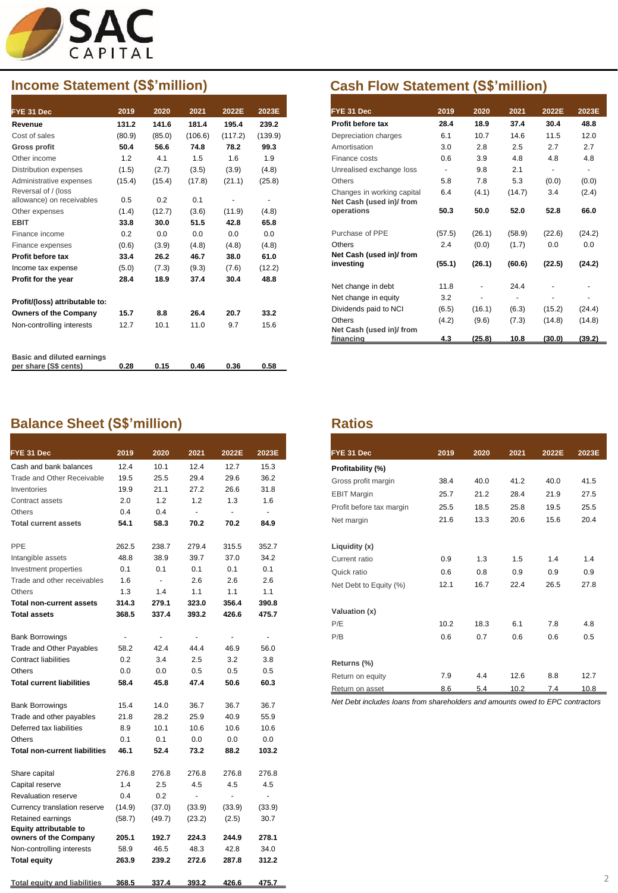## Income Statement (S$'million)

| FYE 31 Dec | 2019 | 2020 | 2021 | 2022E | 2023E |
|---|---|---|---|---|---|
| **Revenue** | **131.2** | **141.6** | **181.4** | **195.4** | **239.2** |
| Cost of sales | (80.9) | (85.0) | (106.6) | (117.2) | (139.9) |
| **Gross profit** | **50.4** | **56.6** | **74.8** | **78.2** | **99.3** |
| Other income | 1.2 | 4.1 | 1.5 | 1.6 | 1.9 |
| Distribution expenses | (1.5) | (2.7) | (3.5) | (3.9) | (4.8) |
| Administrative expenses | (15.4) | (15.4) | (17.8) | (21.1) | (25.8) |
| Reversal of / (loss allowance) on receivables | 0.5 | 0.2 | 0.1 | - | - |
| Other expenses | (1.4) | (12.7) | (3.6) | (11.9) | (4.8) |
| **EBIT** | **33.8** | **30.0** | **51.5** | **42.8** | **65.8** |
| Finance income | 0.2 | 0.0 | 0.0 | 0.0 | 0.0 |
| Finance expenses | (0.6) | (3.9) | (4.8) | (4.8) | (4.8) |
| **Profit before tax** | **33.4** | **26.2** | **46.7** | **38.0** | **61.0** |
| Income tax expense | (5.0) | (7.3) | (9.3) | (7.6) | (12.2) |
| **Profit for the year** | **28.4** | **18.9** | **37.4** | **30.4** | **48.8** |
| | | | | | |
| **Profit/(loss) attributable to:** | | | | | |
| **Owners of the Company** | **15.7** | **8.8** | **26.4** | **20.7** | **33.2** |
| Non-controlling interests | 12.7 | 10.1 | 11.0 | 9.7 | 15.6 |
| | | | | | |
| **Basic and diluted earnings per share (S$ cents)** | **0.28** | **0.15** | **0.46** | **0.36** | **0.58** |

## Cash Flow Statement (S$'million)

| FYE 31 Dec | 2019 | 2020 | 2021 | 2022E | 2023E |
|---|---|---|---|---|---|
| **Profit before tax** | **28.4** | **18.9** | **37.4** | **30.4** | **48.8** |
| Depreciation charges | 6.1 | 10.7 | 14.6 | 11.5 | 12.0 |
| Amortisation | 3.0 | 2.8 | 2.5 | 2.7 | 2.7 |
| Finance costs | 0.6 | 3.9 | 4.8 | 4.8 | 4.8 |
| Unrealised exchange loss | - | 9.8 | 2.1 | - | - |
| Others | 5.8 | 7.8 | 5.3 | (0.0) | (0.0) |
| Changes in working capital | 6.4 | (4.1) | (14.7) | 3.4 | (2.4) |
| **Net Cash (used in)/ from operations** | **50.3** | **50.0** | **52.0** | **52.8** | **66.0** |
| | | | | | |
| Purchase of PPE | (57.5) | (26.1) | (58.9) | (22.6) | (24.2) |
| Others | 2.4 | (0.0) | (1.7) | 0.0 | 0.0 |
| **Net Cash (used in)/ from investing** | **(55.1)** | **(26.1)** | **(60.6)** | **(22.5)** | **(24.2)** |
| | | | | | |
| Net change in debt | 11.8 | - | 24.4 | - | - |
| Net change in equity | 3.2 | - | - | - | - |
| Dividends paid to NCI | (6.5) | (16.1) | (6.3) | (15.2) | (24.4) |
| Others | (4.2) | (9.6) | (7.3) | (14.8) | (14.8) |
| **Net Cash (used in)/ from financing** | **4.3** | **(25.8)** | **10.8** | **(30.0)** | **(39.2)** |

## Balance Sheet (S$'million)

| FYE 31 Dec | 2019 | 2020 | 2021 | 2022E | 2023E |
|---|---|---|---|---|---|
| Cash and bank balances | 12.4 | 10.1 | 12.4 | 12.7 | 15.3 |
| Trade and Other Receivable | 19.5 | 25.5 | 29.4 | 29.6 | 36.2 |
| Inventories | 19.9 | 21.1 | 27.2 | 26.6 | 31.8 |
| Contract assets | 2.0 | 1.2 | 1.2 | 1.3 | 1.6 |
| Others | 0.4 | 0.4 | - | - | - |
| **Total current assets** | **54.1** | **58.3** | **70.2** | **70.2** | **84.9** |
| | | | | | |
| PPE | 262.5 | 238.7 | 279.4 | 315.5 | 352.7 |
| Intangible assets | 48.8 | 38.9 | 39.7 | 37.0 | 34.2 |
| Investment properties | 0.1 | 0.1 | 0.1 | 0.1 | 0.1 |
| Trade and other receivables | 1.6 | - | 2.6 | 2.6 | 2.6 |
| Others | 1.3 | 1.4 | 1.1 | 1.1 | 1.1 |
| **Total non-current assets** | **314.3** | **279.1** | **323.0** | **356.4** | **390.8** |
| **Total assets** | **368.5** | **337.4** | **393.2** | **426.6** | **475.7** |
| | | | | | |
| Bank Borrowings | - | - | - | - | - |
| Trade and Other Payables | 58.2 | 42.4 | 44.4 | 46.9 | 56.0 |
| Contract liabilities | 0.2 | 3.4 | 2.5 | 3.2 | 3.8 |
| Others | 0.0 | 0.0 | 0.5 | 0.5 | 0.5 |
| **Total current liabilities** | **58.4** | **45.8** | **47.4** | **50.6** | **60.3** |
| | | | | | |
| Bank Borrowings | 15.4 | 14.0 | 36.7 | 36.7 | 36.7 |
| Trade and other payables | 21.8 | 28.2 | 25.9 | 40.9 | 55.9 |
| Deferred tax liabilities | 8.9 | 10.1 | 10.6 | 10.6 | 10.6 |
| Others | 0.1 | 0.1 | 0.0 | 0.0 | 0.0 |
| **Total non-current liabilities** | **46.1** | **52.4** | **73.2** | **88.2** | **103.2** |
| | | | | | |
| Share capital | 276.8 | 276.8 | 276.8 | 276.8 | 276.8 |
| Capital reserve | 1.4 | 2.5 | 4.5 | 4.5 | 4.5 |
| Revaluation reserve | 0.4 | 0.2 | - | - | - |
| Currency translation reserve | (14.9) | (37.0) | (33.9) | (33.9) | (33.9) |
| Retained earnings | (58.7) | (49.7) | (23.2) | (2.5) | 30.7 |
| **Equity attributable to owners of the Company** | **205.1** | **192.7** | **224.3** | **244.9** | **278.1** |
| Non-controlling interests | 58.9 | 46.5 | 48.3 | 42.8 | 34.0 |
| **Total equity** | **263.9** | **239.2** | **272.6** | **287.8** | **312.2** |
| | | | | | |
| **Total equity and liabilities** | **368.5** | **337.4** | **393.2** | **426.6** | **475.7** |

## Ratios

| FYE 31 Dec | 2019 | 2020 | 2021 | 2022E | 2023E |
|---|---|---|---|---|---|
| **Profitability (%)** | | | | | |
| Gross profit margin | 38.4 | 40.0 | 41.2 | 40.0 | 41.5 |
| EBIT Margin | 25.7 | 21.2 | 28.4 | 21.9 | 27.5 |
| Profit before tax margin | 25.5 | 18.5 | 25.8 | 19.5 | 25.5 |
| Net margin | 21.6 | 13.3 | 20.6 | 15.6 | 20.4 |
| | | | | | |
| **Liquidity (x)** | | | | | |
| Current ratio | 0.9 | 1.3 | 1.5 | 1.4 | 1.4 |
| Quick ratio | 0.6 | 0.8 | 0.9 | 0.9 | 0.9 |
| Net Debt to Equity (%) | 12.1 | 16.7 | 22.4 | 26.5 | 27.8 |
| | | | | | |
| **Valuation (x)** | | | | | |
| P/E | 10.2 | 18.3 | 6.1 | 7.8 | 4.8 |
| P/B | 0.6 | 0.7 | 0.6 | 0.6 | 0.5 |
| | | | | | |
| **Returns (%)** | | | | | |
| Return on equity | 7.9 | 4.4 | 12.6 | 8.8 | 12.7 |
| Return on asset | 8.6 | 5.4 | 10.2 | 7.4 | 10.8 |

*Net Debt includes loans from shareholders and amounts owed to EPC contractors*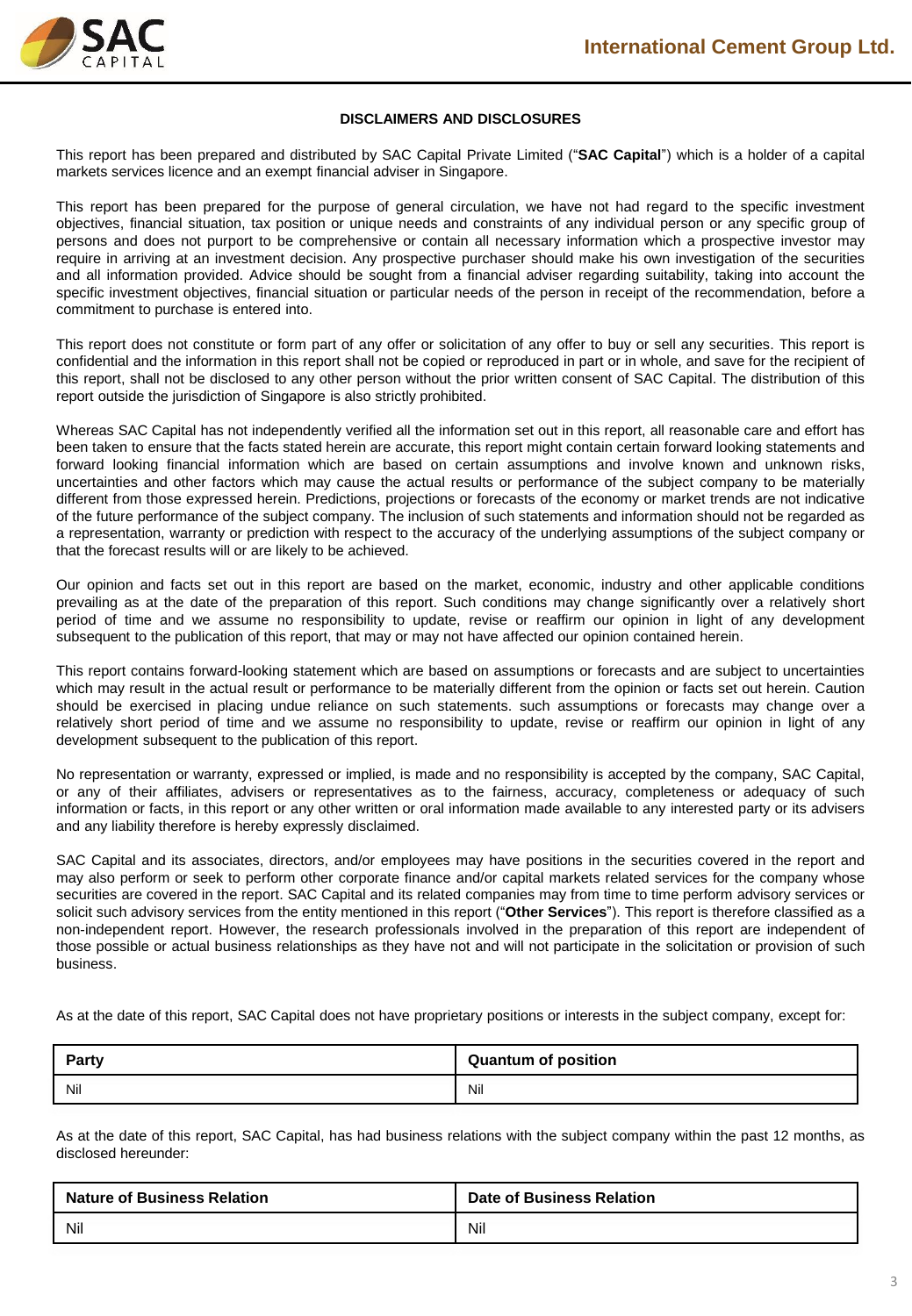## DISCLAIMERS AND DISCLOSURES

This report has been prepared and distributed by SAC Capital Private Limited ("**SAC Capital**") which is a holder of a capital markets services licence and an exempt financial adviser in Singapore.

This report has been prepared for the purpose of general circulation, we have not had regard to the specific investment objectives, financial situation, tax position or unique needs and constraints of any individual person or any specific group of persons and does not purport to be comprehensive or contain all necessary information which a prospective investor may require in arriving at an investment decision. Any prospective purchaser should make his own investigation of the securities and all information provided. Advice should be sought from a financial adviser regarding suitability, taking into account the specific investment objectives, financial situation or particular needs of the person in receipt of the recommendation, before a commitment to purchase is entered into.

This report does not constitute or form part of any offer or solicitation of any offer to buy or sell any securities. This report is confidential and the information in this report shall not be copied or reproduced in part or in whole, and save for the recipient of this report, shall not be disclosed to any other person without the prior written consent of SAC Capital. The distribution of this report outside the jurisdiction of Singapore is also strictly prohibited.

Whereas SAC Capital has not independently verified all the information set out in this report, all reasonable care and effort has been taken to ensure that the facts stated herein are accurate, this report might contain certain forward looking statements and forward looking financial information which are based on certain assumptions and involve known and unknown risks, uncertainties and other factors which may cause the actual results or performance of the subject company to be materially different from those expressed herein. Predictions, projections or forecasts of the economy or market trends are not indicative of the future performance of the subject company. The inclusion of such statements and information should not be regarded as a representation, warranty or prediction with respect to the accuracy of the underlying assumptions of the subject company or that the forecast results will or are likely to be achieved.

Our opinion and facts set out in this report are based on the market, economic, industry and other applicable conditions prevailing as at the date of the preparation of this report. Such conditions may change significantly over a relatively short period of time and we assume no responsibility to update, revise or reaffirm our opinion in light of any development subsequent to the publication of this report, that may or may not have affected our opinion contained herein.

This report contains forward-looking statement which are based on assumptions or forecasts and are subject to uncertainties which may result in the actual result or performance to be materially different from the opinion or facts set out herein. Caution should be exercised in placing undue reliance on such statements. such assumptions or forecasts may change over a relatively short period of time and we assume no responsibility to update, revise or reaffirm our opinion in light of any development subsequent to the publication of this report.

No representation or warranty, expressed or implied, is made and no responsibility is accepted by the company, SAC Capital, or any of their affiliates, advisers or representatives as to the fairness, accuracy, completeness or adequacy of such information or facts, in this report or any other written or oral information made available to any interested party or its advisers and any liability therefore is hereby expressly disclaimed.

SAC Capital and its associates, directors, and/or employees may have positions in the securities covered in the report and may also perform or seek to perform other corporate finance and/or capital markets related services for the company whose securities are covered in the report. SAC Capital and its related companies may from time to time perform advisory services or solicit such advisory services from the entity mentioned in this report ("**Other Services**"). This report is therefore classified as a non-independent report. However, the research professionals involved in the preparation of this report are independent of those possible or actual business relationships as they have not and will not participate in the solicitation or provision of such business.

As at the date of this report, SAC Capital does not have proprietary positions or interests in the subject company, except for:

| **Party** | **Quantum of position** |
| --- | --- |
| Nil | Nil |

As at the date of this report, SAC Capital, has had business relations with the subject company within the past 12 months, as disclosed hereunder:

| **Nature of Business Relation** | **Date of Business Relation** |
| --- | --- |
| Nil | Nil |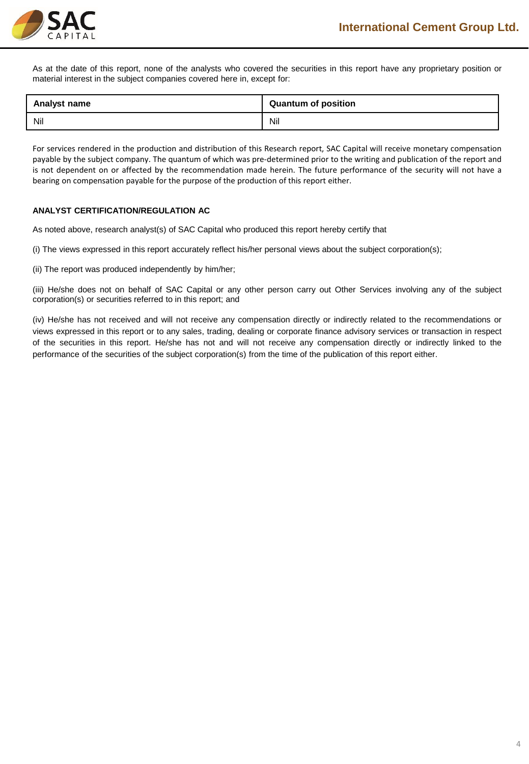As at the date of this report, none of the analysts who covered the securities in this report have any proprietary position or material interest in the subject companies covered here in, except for:

| Analyst name | Quantum of position |
|---|---|
| Nil | Nil |

For services rendered in the production and distribution of this Research report, SAC Capital will receive monetary compensation payable by the subject company. The quantum of which was pre-determined prior to the writing and publication of the report and is not dependent on or affected by the recommendation made herein. The future performance of the security will not have a bearing on compensation payable for the purpose of the production of this report either.

**ANALYST CERTIFICATION/REGULATION AC**

As noted above, research analyst(s) of SAC Capital who produced this report hereby certify that

(i) The views expressed in this report accurately reflect his/her personal views about the subject corporation(s);

(ii) The report was produced independently by him/her;

(iii) He/she does not on behalf of SAC Capital or any other person carry out Other Services involving any of the subject corporation(s) or securities referred to in this report; and

(iv) He/she has not received and will not receive any compensation directly or indirectly related to the recommendations or views expressed in this report or to any sales, trading, dealing or corporate finance advisory services or transaction in respect of the securities in this report. He/she has not and will not receive any compensation directly or indirectly linked to the performance of the securities of the subject corporation(s) from the time of the publication of this report either.